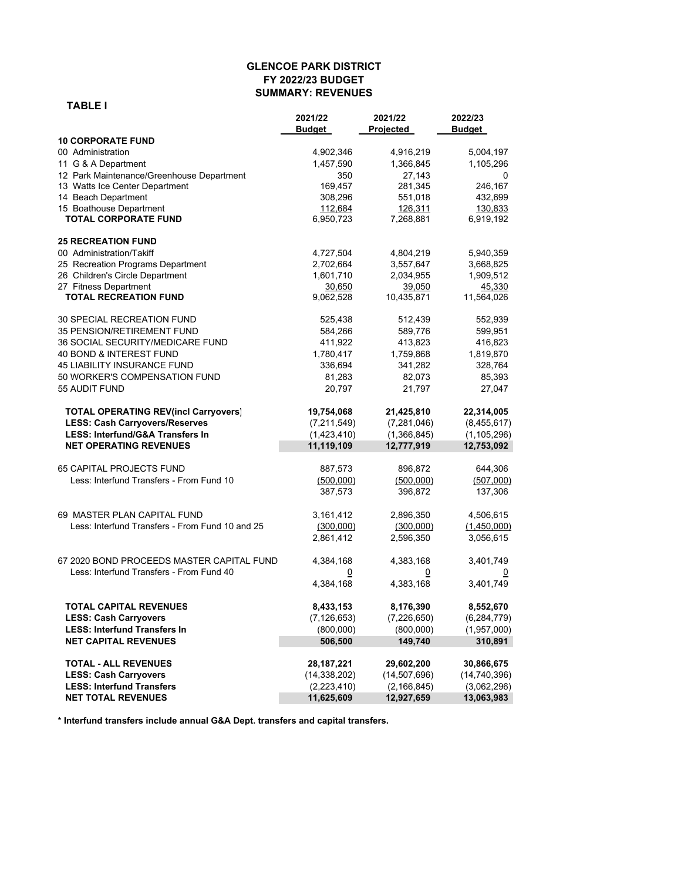# GLENCOE PARK DISTRICT
## FY 2022/23 BUDGET
## SUMMARY: REVENUES

**TABLE I**

| | 2021/22 Budget | 2021/22 Projected | 2022/23 Budget |
|---|---|---|---|
| **10 CORPORATE FUND** | | | |
| 00 Administration | 4,902,346 | 4,916,219 | 5,004,197 |
| 11 G & A Department | 1,457,590 | 1,366,845 | 1,105,296 |
| 12 Park Maintenance/Greenhouse Department | 350 | 27,143 | 0 |
| 13 Watts Ice Center Department | 169,457 | 281,345 | 246,167 |
| 14 Beach Department | 308,296 | 551,018 | 432,699 |
| 15 Boathouse Department | 112,684 | 126,311 | 130,833 |
| **TOTAL CORPORATE FUND** | 6,950,723 | 7,268,881 | 6,919,192 |
| | | | |
| **25 RECREATION FUND** | | | |
| 00 Administration/Takiff | 4,727,504 | 4,804,219 | 5,940,359 |
| 25 Recreation Programs Department | 2,702,664 | 3,557,647 | 3,668,825 |
| 26 Children's Circle Department | 1,601,710 | 2,034,955 | 1,909,512 |
| 27 Fitness Department | 30,650 | 39,050 | 45,330 |
| **TOTAL RECREATION FUND** | 9,062,528 | 10,435,871 | 11,564,026 |
| | | | |
| 30 SPECIAL RECREATION FUND | 525,438 | 512,439 | 552,939 |
| 35 PENSION/RETIREMENT FUND | 584,266 | 589,776 | 599,951 |
| 36 SOCIAL SECURITY/MEDICARE FUND | 411,922 | 413,823 | 416,823 |
| 40 BOND & INTEREST FUND | 1,780,417 | 1,759,868 | 1,819,870 |
| 45 LIABILITY INSURANCE FUND | 336,694 | 341,282 | 328,764 |
| 50 WORKER'S COMPENSATION FUND | 81,283 | 82,073 | 85,393 |
| 55 AUDIT FUND | 20,797 | 21,797 | 27,047 |
| | | | |
| **TOTAL OPERATING REV(incl Carryovers)** | **19,754,068** | **21,425,810** | **22,314,005** |
| **LESS: Cash Carryovers/Reserves** | (7,211,549) | (7,281,046) | (8,455,617) |
| **LESS: Interfund/G&A Transfers In** | (1,423,410) | (1,366,845) | (1,105,296) |
| **NET OPERATING REVENUES** | **11,119,109** | **12,777,919** | **12,753,092** |
| | | | |
| 65 CAPITAL PROJECTS FUND | 887,573 | 896,872 | 644,306 |
| Less: Interfund Transfers - From Fund 10 | (500,000) | (500,000) | (507,000) |
| | 387,573 | 396,872 | 137,306 |
| | | | |
| 69 MASTER PLAN CAPITAL FUND | 3,161,412 | 2,896,350 | 4,506,615 |
| Less: Interfund Transfers - From Fund 10 and 25 | (300,000) | (300,000) | (1,450,000) |
| | 2,861,412 | 2,596,350 | 3,056,615 |
| | | | |
| 67 2020 BOND PROCEEDS MASTER CAPITAL FUND | 4,384,168 | 4,383,168 | 3,401,749 |
| Less: Interfund Transfers - From Fund 40 | 0 | 0 | 0 |
| | 4,384,168 | 4,383,168 | 3,401,749 |
| | | | |
| **TOTAL CAPITAL REVENUES** | **8,433,153** | **8,176,390** | **8,552,670** |
| **LESS: Cash Carryovers** | (7,126,653) | (7,226,650) | (6,284,779) |
| **LESS: Interfund Transfers In** | (800,000) | (800,000) | (1,957,000) |
| **NET CAPITAL REVENUES** | **506,500** | **149,740** | **310,891** |
| | | | |
| **TOTAL - ALL REVENUES** | **28,187,221** | **29,602,200** | **30,866,675** |
| **LESS: Cash Carryovers** | (14,338,202) | (14,507,696) | (14,740,396) |
| **LESS: Interfund Transfers** | (2,223,410) | (2,166,845) | (3,062,296) |
| **NET TOTAL REVENUES** | **11,625,609** | **12,927,659** | **13,063,983** |

**\* Interfund transfers include annual G&A Dept. transfers and capital transfers.**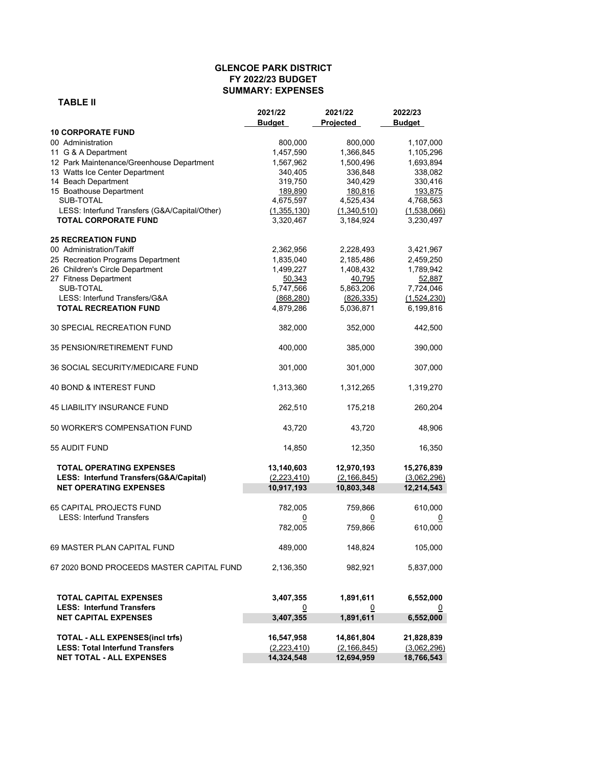# GLENCOE PARK DISTRICT
## FY 2022/23 BUDGET
## SUMMARY: EXPENSES

**TABLE II**

| | 2021/22 Budget | 2021/22 Projected | 2022/23 Budget |
|---|---|---|---|
| **10 CORPORATE FUND** | | | |
| 00 Administration | 800,000 | 800,000 | 1,107,000 |
| 11 G & A Department | 1,457,590 | 1,366,845 | 1,105,296 |
| 12 Park Maintenance/Greenhouse Department | 1,567,962 | 1,500,496 | 1,693,894 |
| 13 Watts Ice Center Department | 340,405 | 336,848 | 338,082 |
| 14 Beach Department | 319,750 | 340,429 | 330,416 |
| 15 Boathouse Department | 189,890 | 180,816 | 193,875 |
| SUB-TOTAL | 4,675,597 | 4,525,434 | 4,768,563 |
| LESS: Interfund Transfers (G&A/Capital/Other) | (1,355,130) | (1,340,510) | (1,538,066) |
| **TOTAL CORPORATE FUND** | 3,320,467 | 3,184,924 | 3,230,497 |
| **25 RECREATION FUND** | | | |
| 00 Administration/Takiff | 2,362,956 | 2,228,493 | 3,421,967 |
| 25 Recreation Programs Department | 1,835,040 | 2,185,486 | 2,459,250 |
| 26 Children's Circle Department | 1,499,227 | 1,408,432 | 1,789,942 |
| 27 Fitness Department | 50,343 | 40,795 | 52,887 |
| SUB-TOTAL | 5,747,566 | 5,863,206 | 7,724,046 |
| LESS: Interfund Transfers/G&A | (868,280) | (826,335) | (1,524,230) |
| **TOTAL RECREATION FUND** | 4,879,286 | 5,036,871 | 6,199,816 |
| 30 SPECIAL RECREATION FUND | 382,000 | 352,000 | 442,500 |
| 35 PENSION/RETIREMENT FUND | 400,000 | 385,000 | 390,000 |
| 36 SOCIAL SECURITY/MEDICARE FUND | 301,000 | 301,000 | 307,000 |
| 40 BOND & INTEREST FUND | 1,313,360 | 1,312,265 | 1,319,270 |
| 45 LIABILITY INSURANCE FUND | 262,510 | 175,218 | 260,204 |
| 50 WORKER'S COMPENSATION FUND | 43,720 | 43,720 | 48,906 |
| 55 AUDIT FUND | 14,850 | 12,350 | 16,350 |
| **TOTAL OPERATING EXPENSES** | **13,140,603** | **12,970,193** | **15,276,839** |
| **LESS: Interfund Transfers(G&A/Capital)** | **(2,223,410)** | **(2,166,845)** | **(3,062,296)** |
| **NET OPERATING EXPENSES** | **10,917,193** | **10,803,348** | **12,214,543** |
| 65 CAPITAL PROJECTS FUND | 782,005 | 759,866 | 610,000 |
| LESS: Interfund Transfers | 0 | 0 | 0 |
| | 782,005 | 759,866 | 610,000 |
| 69 MASTER PLAN CAPITAL FUND | 489,000 | 148,824 | 105,000 |
| 67 2020 BOND PROCEEDS MASTER CAPITAL FUND | 2,136,350 | 982,921 | 5,837,000 |
| **TOTAL CAPITAL EXPENSES** | **3,407,355** | **1,891,611** | **6,552,000** |
| **LESS: Interfund Transfers** | **0** | **0** | **0** |
| **NET CAPITAL EXPENSES** | **3,407,355** | **1,891,611** | **6,552,000** |
| **TOTAL - ALL EXPENSES(incl trfs)** | **16,547,958** | **14,861,804** | **21,828,839** |
| **LESS: Total Interfund Transfers** | **(2,223,410)** | **(2,166,845)** | **(3,062,296)** |
| **NET TOTAL - ALL EXPENSES** | **14,324,548** | **12,694,959** | **18,766,543** |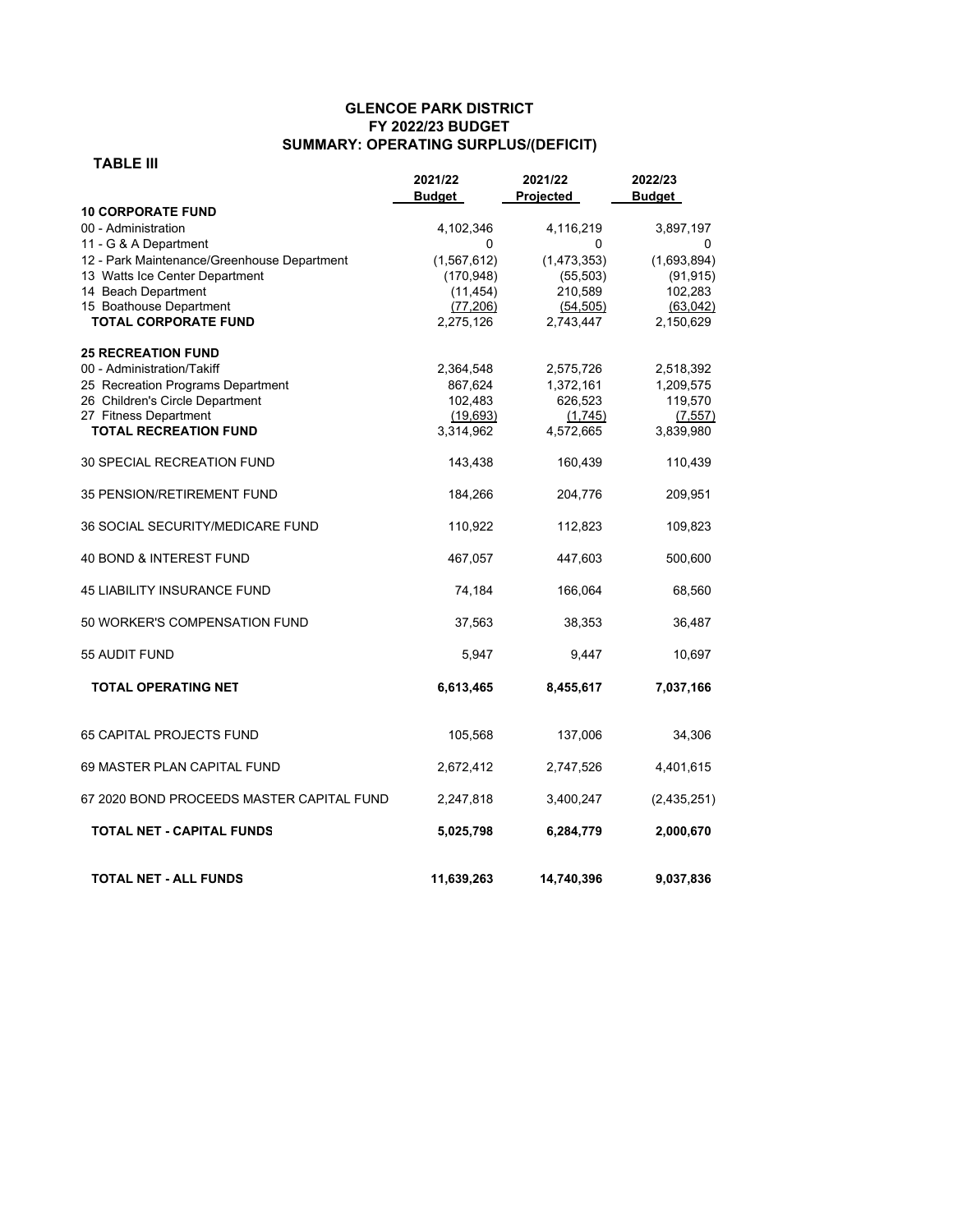# GLENCOE PARK DISTRICT
## FY 2022/23 BUDGET
## SUMMARY: OPERATING SURPLUS/(DEFICIT)

**TABLE III**

| | 2021/22 Budget | 2021/22 Projected | 2022/23 Budget |
|---|---|---|---|
| **10 CORPORATE FUND** | | | |
| 00 - Administration | 4,102,346 | 4,116,219 | 3,897,197 |
| 11 - G & A Department | 0 | 0 | 0 |
| 12 - Park Maintenance/Greenhouse Department | (1,567,612) | (1,473,353) | (1,693,894) |
| 13 Watts Ice Center Department | (170,948) | (55,503) | (91,915) |
| 14 Beach Department | (11,454) | 210,589 | 102,283 |
| 15 Boathouse Department | (77,206) | (54,505) | (63,042) |
| **TOTAL CORPORATE FUND** | 2,275,126 | 2,743,447 | 2,150,629 |
| **25 RECREATION FUND** | | | |
| 00 - Administration/Takiff | 2,364,548 | 2,575,726 | 2,518,392 |
| 25 Recreation Programs Department | 867,624 | 1,372,161 | 1,209,575 |
| 26 Children's Circle Department | 102,483 | 626,523 | 119,570 |
| 27 Fitness Department | (19,693) | (1,745) | (7,557) |
| **TOTAL RECREATION FUND** | 3,314,962 | 4,572,665 | 3,839,980 |
| 30 SPECIAL RECREATION FUND | 143,438 | 160,439 | 110,439 |
| 35 PENSION/RETIREMENT FUND | 184,266 | 204,776 | 209,951 |
| 36 SOCIAL SECURITY/MEDICARE FUND | 110,922 | 112,823 | 109,823 |
| 40 BOND & INTEREST FUND | 467,057 | 447,603 | 500,600 |
| 45 LIABILITY INSURANCE FUND | 74,184 | 166,064 | 68,560 |
| 50 WORKER'S COMPENSATION FUND | 37,563 | 38,353 | 36,487 |
| 55 AUDIT FUND | 5,947 | 9,447 | 10,697 |
| **TOTAL OPERATING NET** | **6,613,465** | **8,455,617** | **7,037,166** |
| 65 CAPITAL PROJECTS FUND | 105,568 | 137,006 | 34,306 |
| 69 MASTER PLAN CAPITAL FUND | 2,672,412 | 2,747,526 | 4,401,615 |
| 67 2020 BOND PROCEEDS MASTER CAPITAL FUND | 2,247,818 | 3,400,247 | (2,435,251) |
| **TOTAL NET - CAPITAL FUNDS** | **5,025,798** | **6,284,779** | **2,000,670** |
| **TOTAL NET - ALL FUNDS** | **11,639,263** | **14,740,396** | **9,037,836** |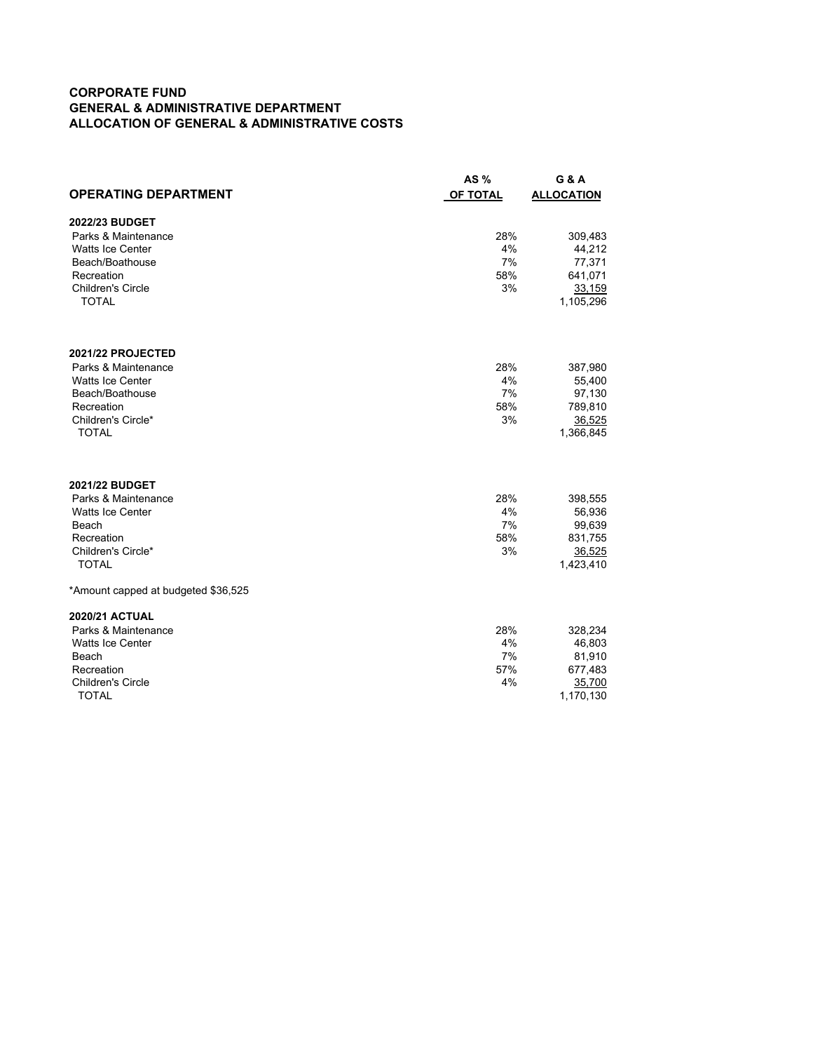**CORPORATE FUND**
**GENERAL & ADMINISTRATIVE DEPARTMENT**
**ALLOCATION OF GENERAL & ADMINISTRATIVE COSTS**

| OPERATING DEPARTMENT | AS % OF TOTAL | G & A ALLOCATION |
|---|---|---|
| **2022/23 BUDGET** | | |
| Parks & Maintenance | 28% | 309,483 |
| Watts Ice Center | 4% | 44,212 |
| Beach/Boathouse | 7% | 77,371 |
| Recreation | 58% | 641,071 |
| Children's Circle | 3% | 33,159 |
| TOTAL | | 1,105,296 |
| | | |
| **2021/22 PROJECTED** | | |
| Parks & Maintenance | 28% | 387,980 |
| Watts Ice Center | 4% | 55,400 |
| Beach/Boathouse | 7% | 97,130 |
| Recreation | 58% | 789,810 |
| Children's Circle* | 3% | 36,525 |
| TOTAL | | 1,366,845 |
| | | |
| **2021/22 BUDGET** | | |
| Parks & Maintenance | 28% | 398,555 |
| Watts Ice Center | 4% | 56,936 |
| Beach | 7% | 99,639 |
| Recreation | 58% | 831,755 |
| Children's Circle* | 3% | 36,525 |
| TOTAL | | 1,423,410 |

*Amount capped at budgeted $36,525

| OPERATING DEPARTMENT | AS % OF TOTAL | G & A ALLOCATION |
|---|---|---|
| **2020/21 ACTUAL** | | |
| Parks & Maintenance | 28% | 328,234 |
| Watts Ice Center | 4% | 46,803 |
| Beach | 7% | 81,910 |
| Recreation | 57% | 677,483 |
| Children's Circle | 4% | 35,700 |
| TOTAL | | 1,170,130 |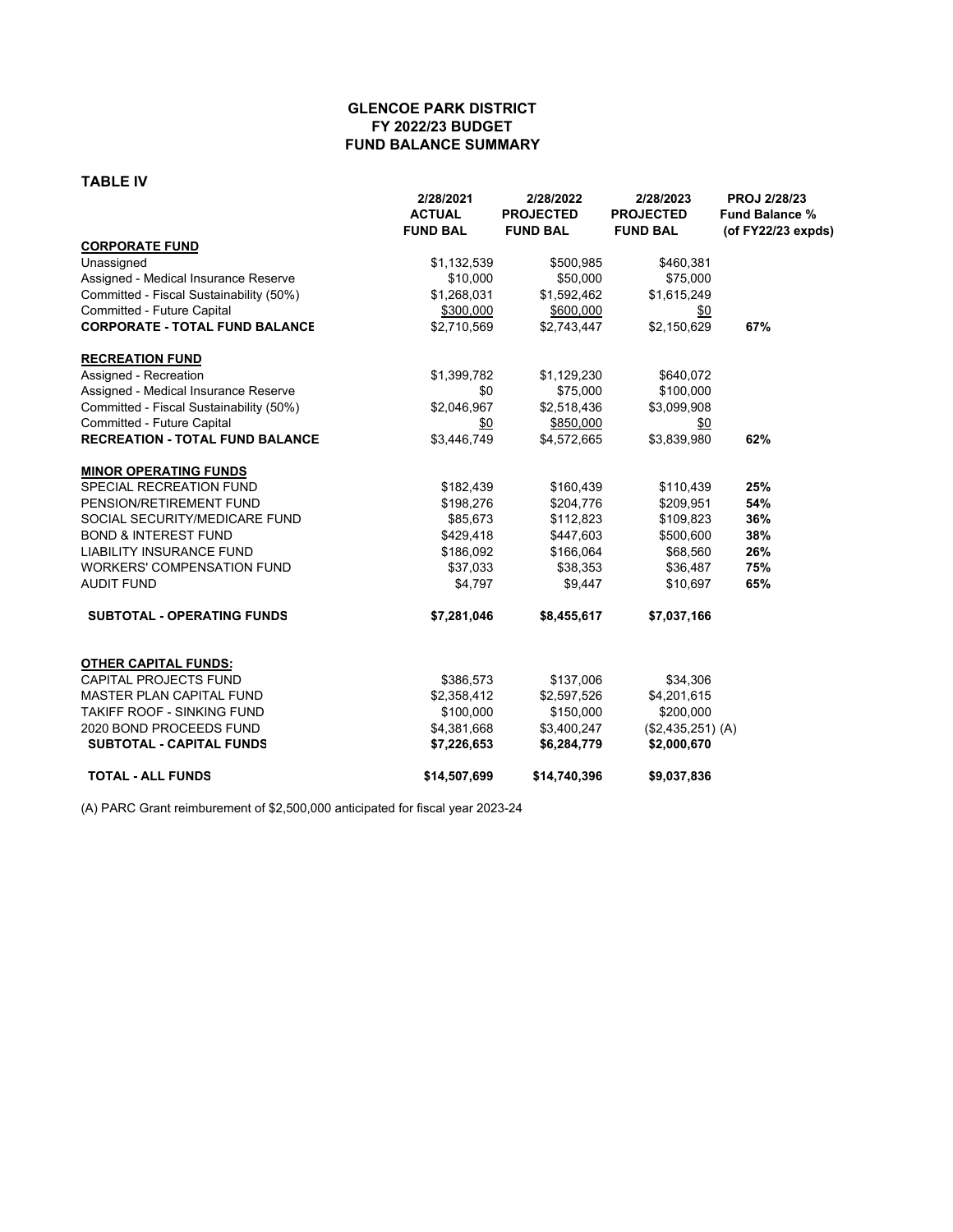## GLENCOE PARK DISTRICT
## FY 2022/23 BUDGET
## FUND BALANCE SUMMARY

### TABLE IV

| | 2/28/2021 ACTUAL FUND BAL | 2/28/2022 PROJECTED FUND BAL | 2/28/2023 PROJECTED FUND BAL | PROJ 2/28/23 Fund Balance % (of FY22/23 expds) |
|---|---|---|---|---|
| **CORPORATE FUND** | | | | |
| Unassigned | $1,132,539 | $500,985 | $460,381 | |
| Assigned - Medical Insurance Reserve | $10,000 | $50,000 | $75,000 | |
| Committed - Fiscal Sustainability (50%) | $1,268,031 | $1,592,462 | $1,615,249 | |
| Committed - Future Capital | $300,000 | $600,000 | $0 | |
| **CORPORATE - TOTAL FUND BALANCE** | $2,710,569 | $2,743,447 | $2,150,629 | **67%** |
| **RECREATION FUND** | | | | |
| Assigned - Recreation | $1,399,782 | $1,129,230 | $640,072 | |
| Assigned - Medical Insurance Reserve | $0 | $75,000 | $100,000 | |
| Committed - Fiscal Sustainability (50%) | $2,046,967 | $2,518,436 | $3,099,908 | |
| Committed - Future Capital | $0 | $850,000 | $0 | |
| **RECREATION - TOTAL FUND BALANCE** | $3,446,749 | $4,572,665 | $3,839,980 | **62%** |
| **MINOR OPERATING FUNDS** | | | | |
| SPECIAL RECREATION FUND | $182,439 | $160,439 | $110,439 | **25%** |
| PENSION/RETIREMENT FUND | $198,276 | $204,776 | $209,951 | **54%** |
| SOCIAL SECURITY/MEDICARE FUND | $85,673 | $112,823 | $109,823 | **36%** |
| BOND & INTEREST FUND | $429,418 | $447,603 | $500,600 | **38%** |
| LIABILITY INSURANCE FUND | $186,092 | $166,064 | $68,560 | **26%** |
| WORKERS' COMPENSATION FUND | $37,033 | $38,353 | $36,487 | **75%** |
| AUDIT FUND | $4,797 | $9,447 | $10,697 | **65%** |
| **SUBTOTAL - OPERATING FUNDS** | **$7,281,046** | **$8,455,617** | **$7,037,166** | |
| **OTHER CAPITAL FUNDS:** | | | | |
| CAPITAL PROJECTS FUND | $386,573 | $137,006 | $34,306 | |
| MASTER PLAN CAPITAL FUND | $2,358,412 | $2,597,526 | $4,201,615 | |
| TAKIFF ROOF - SINKING FUND | $100,000 | $150,000 | $200,000 | |
| 2020 BOND PROCEEDS FUND | $4,381,668 | $3,400,247 | ($2,435,251) (A) | |
| **SUBTOTAL - CAPITAL FUNDS** | **$7,226,653** | **$6,284,779** | **$2,000,670** | |
| **TOTAL - ALL FUNDS** | **$14,507,699** | **$14,740,396** | **$9,037,836** | |

(A) PARC Grant reimburement of $2,500,000 anticipated for fiscal year 2023-24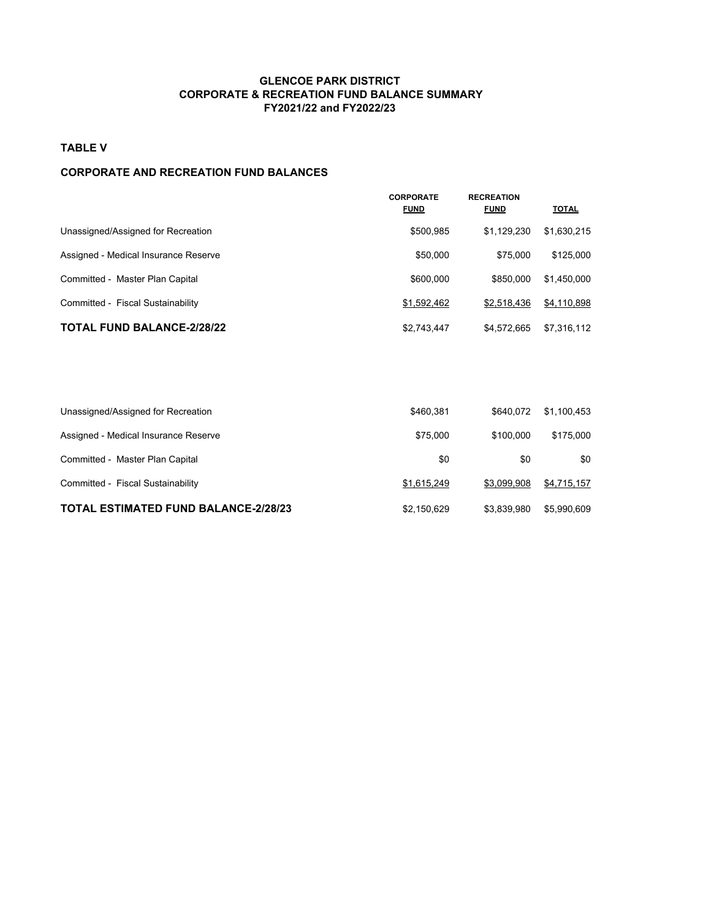**GLENCOE PARK DISTRICT**
**CORPORATE & RECREATION FUND BALANCE SUMMARY**
**FY2021/22 and FY2022/23**

## TABLE V

## CORPORATE AND RECREATION FUND BALANCES

| | CORPORATE FUND | RECREATION FUND | TOTAL |
|---|---|---|---|
| Unassigned/Assigned for Recreation | \$500,985 | \$1,129,230 | \$1,630,215 |
| Assigned - Medical Insurance Reserve | \$50,000 | \$75,000 | \$125,000 |
| Committed - Master Plan Capital | \$600,000 | \$850,000 | \$1,450,000 |
| Committed - Fiscal Sustainability | \$1,592,462 | \$2,518,436 | \$4,110,898 |
| **TOTAL FUND BALANCE-2/28/22** | \$2,743,447 | \$4,572,665 | \$7,316,112 |
| | | | |
| Unassigned/Assigned for Recreation | \$460,381 | \$640,072 | \$1,100,453 |
| Assigned - Medical Insurance Reserve | \$75,000 | \$100,000 | \$175,000 |
| Committed - Master Plan Capital | \$0 | \$0 | \$0 |
| Committed - Fiscal Sustainability | \$1,615,249 | \$3,099,908 | \$4,715,157 |
| **TOTAL ESTIMATED FUND BALANCE-2/28/23** | \$2,150,629 | \$3,839,980 | \$5,990,609 |